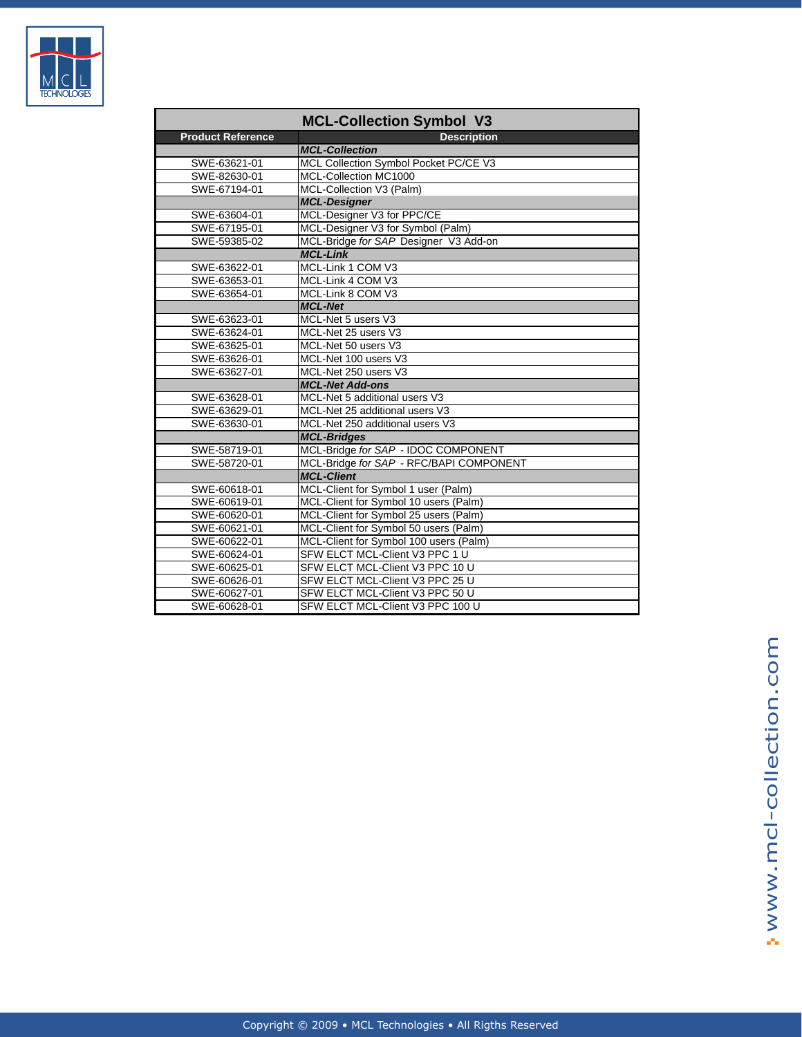# MCL-Collection Symbol V3

| Product Reference | Description |
|---|---|
| | ***MCL-Collection*** |
| SWE-63621-01 | MCL Collection Symbol Pocket PC/CE V3 |
| SWE-82630-01 | MCL-Collection MC1000 |
| SWE-67194-01 | MCL-Collection V3 (Palm) |
| | ***MCL-Designer*** |
| SWE-63604-01 | MCL-Designer V3 for PPC/CE |
| SWE-67195-01 | MCL-Designer V3 for Symbol (Palm) |
| SWE-59385-02 | MCL-Bridge *for SAP* Designer V3 Add-on |
| | ***MCL-Link*** |
| SWE-63622-01 | MCL-Link 1 COM V3 |
| SWE-63653-01 | MCL-Link 4 COM V3 |
| SWE-63654-01 | MCL-Link 8 COM V3 |
| | ***MCL-Net*** |
| SWE-63623-01 | MCL-Net 5 users V3 |
| SWE-63624-01 | MCL-Net 25 users V3 |
| SWE-63625-01 | MCL-Net 50 users V3 |
| SWE-63626-01 | MCL-Net 100 users V3 |
| SWE-63627-01 | MCL-Net 250 users V3 |
| | ***MCL-Net Add-ons*** |
| SWE-63628-01 | MCL-Net 5 additional users V3 |
| SWE-63629-01 | MCL-Net 25 additional users V3 |
| SWE-63630-01 | MCL-Net 250 additional users V3 |
| | ***MCL-Bridges*** |
| SWE-58719-01 | MCL-Bridge *for SAP* - IDOC COMPONENT |
| SWE-58720-01 | MCL-Bridge *for SAP* - RFC/BAPI COMPONENT |
| | ***MCL-Client*** |
| SWE-60618-01 | MCL-Client for Symbol 1 user (Palm) |
| SWE-60619-01 | MCL-Client for Symbol 10 users (Palm) |
| SWE-60620-01 | MCL-Client for Symbol 25 users (Palm) |
| SWE-60621-01 | MCL-Client for Symbol 50 users (Palm) |
| SWE-60622-01 | MCL-Client for Symbol 100 users (Palm) |
| SWE-60624-01 | SFW ELCT MCL-Client V3 PPC 1 U |
| SWE-60625-01 | SFW ELCT MCL-Client V3 PPC 10 U |
| SWE-60626-01 | SFW ELCT MCL-Client V3 PPC 25 U |
| SWE-60627-01 | SFW ELCT MCL-Client V3 PPC 50 U |
| SWE-60628-01 | SFW ELCT MCL-Client V3 PPC 100 U |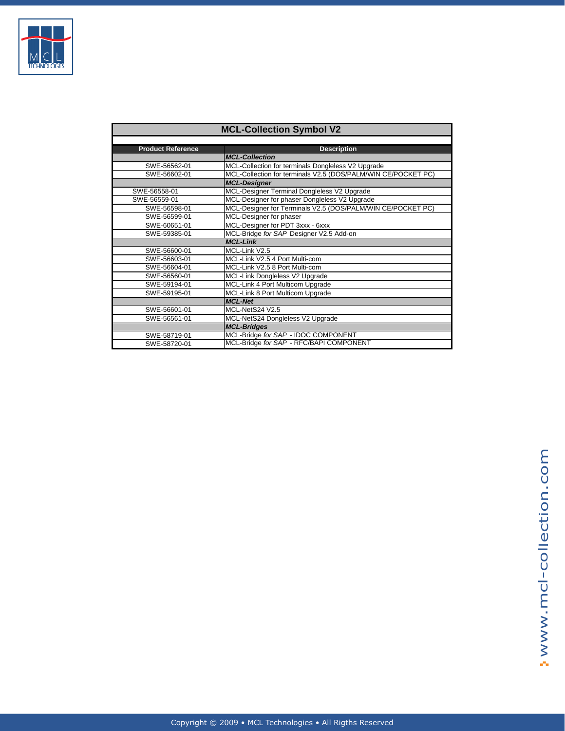| MCL-Collection Symbol V2 | |
|---|---|
| **Product Reference** | **Description** |
| | ***MCL-Collection*** |
| SWE-56562-01 | MCL-Collection for terminals Dongleless V2 Upgrade |
| SWE-56602-01 | MCL-Collection for terminals V2.5 (DOS/PALM/WIN CE/POCKET PC) |
| | ***MCL-Designer*** |
| SWE-56558-01 | MCL-Designer Terminal Dongleless V2 Upgrade |
| SWE-56559-01 | MCL-Designer for phaser Dongleless V2 Upgrade |
| SWE-56598-01 | MCL-Designer for Terminals V2.5 (DOS/PALM/WIN CE/POCKET PC) |
| SWE-56599-01 | MCL-Designer for phaser |
| SWE-60651-01 | MCL-Designer for PDT 3xxx - 6xxx |
| SWE-59385-01 | MCL-Bridge *for SAP* Designer V2.5 Add-on |
| | ***MCL-Link*** |
| SWE-56600-01 | MCL-Link V2.5 |
| SWE-56603-01 | MCL-Link V2.5 4 Port Multi-com |
| SWE-56604-01 | MCL-Link V2.5 8 Port Multi-com |
| SWE-56560-01 | MCL-Link Dongleless V2 Upgrade |
| SWE-59194-01 | MCL-Link 4 Port Multicom Upgrade |
| SWE-59195-01 | MCL-Link 8 Port Multicom Upgrade |
| | ***MCL-Net*** |
| SWE-56601-01 | MCL-NetS24 V2.5 |
| SWE-56561-01 | MCL-NetS24 Dongleless V2 Upgrade |
| | ***MCL-Bridges*** |
| SWE-58719-01 | MCL-Bridge *for SAP* - IDOC COMPONENT |
| SWE-58720-01 | MCL-Bridge *for SAP* - RFC/BAPI COMPONENT |

www.mcl-collection.com

Copyright © 2009 • MCL Technologies • All Rigths Reserved